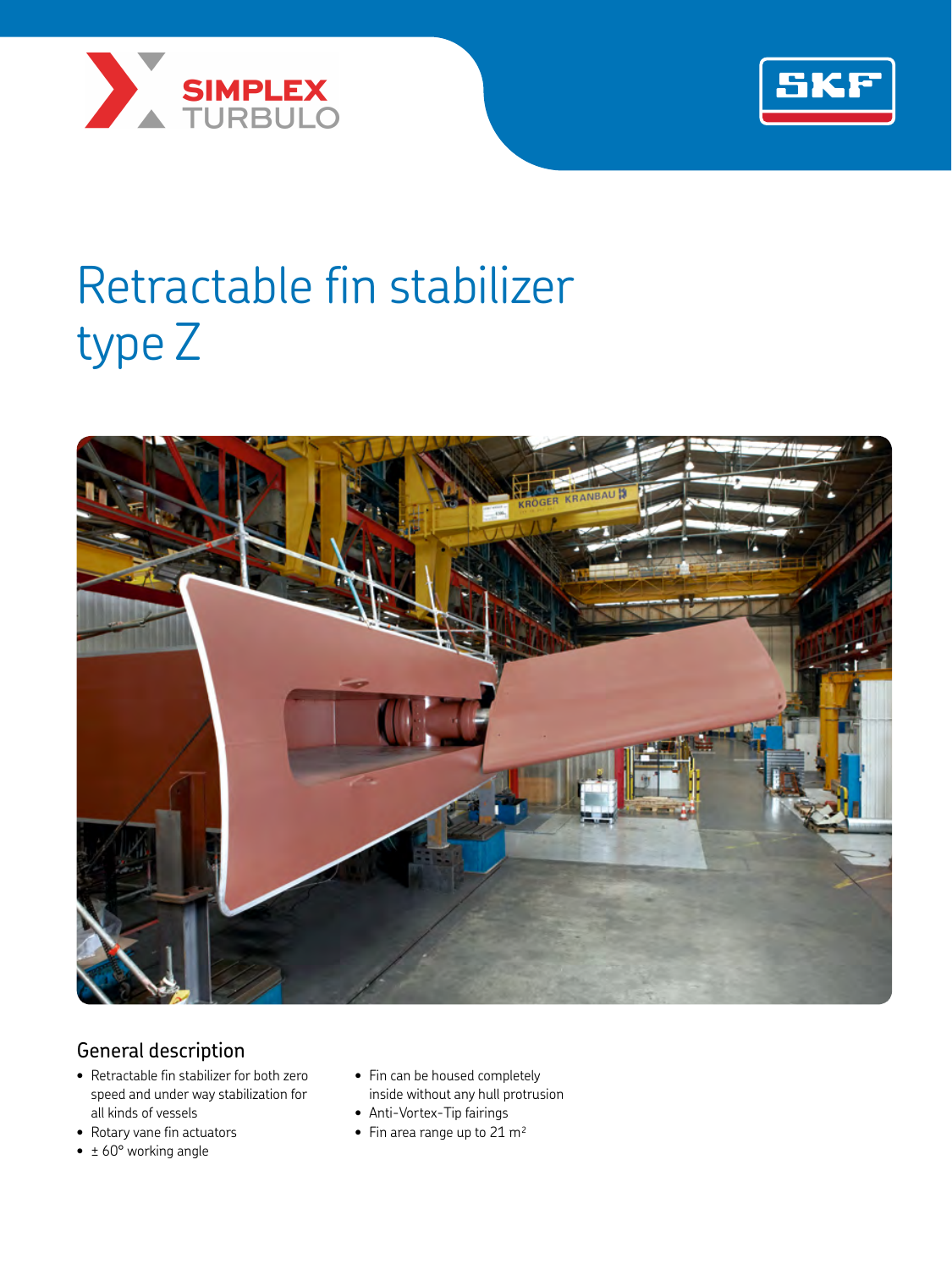# Retractable fin stabilizer type Z

## General description

- Retractable fin stabilizer for both zero speed and under way stabilization for all kinds of vessels
- Rotary vane fin actuators
- ± 60° working angle
- Fin can be housed completely inside without any hull protrusion
- Anti-Vortex-Tip fairings
- Fin area range up to 21 $m^2$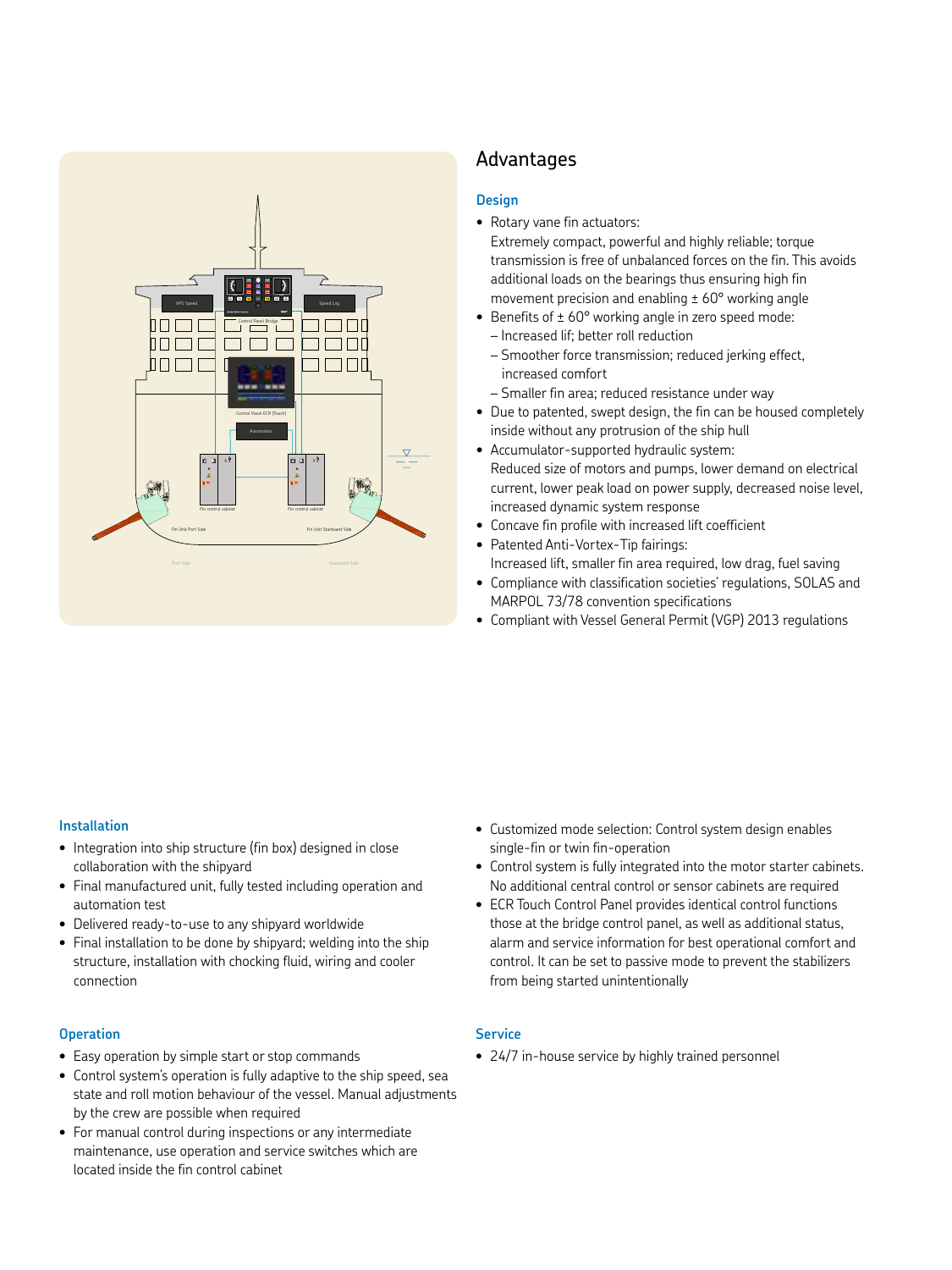## Advantages

### Design

- Rotary vane fin actuators:
  Extremely compact, powerful and highly reliable; torque transmission is free of unbalanced forces on the fin. This avoids additional loads on the bearings thus ensuring high fin movement precision and enabling ± 60° working angle
- Benefits of ± 60° working angle in zero speed mode:
  – Increased lif; better roll reduction
  – Smoother force transmission; reduced jerking effect, increased comfort
  – Smaller fin area; reduced resistance under way
- Due to patented, swept design, the fin can be housed completely inside without any protrusion of the ship hull
- Accumulator-supported hydraulic system:
  Reduced size of motors and pumps, lower demand on electrical current, lower peak load on power supply, decreased noise level, increased dynamic system response
- Concave fin profile with increased lift coefficient
- Patented Anti-Vortex-Tip fairings:
  Increased lift, smaller fin area required, low drag, fuel saving
- Compliance with classification societies' regulations, SOLAS and MARPOL 73/78 convention specifications
- Compliant with Vessel General Permit (VGP) 2013 regulations

### Installation

- Integration into ship structure (fin box) designed in close collaboration with the shipyard
- Final manufactured unit, fully tested including operation and automation test
- Delivered ready-to-use to any shipyard worldwide
- Final installation to be done by shipyard; welding into the ship structure, installation with chocking fluid, wiring and cooler connection

### Operation

- Easy operation by simple start or stop commands
- Control system's operation is fully adaptive to the ship speed, sea state and roll motion behaviour of the vessel. Manual adjustments by the crew are possible when required
- For manual control during inspections or any intermediate maintenance, use operation and service switches which are located inside the fin control cabinet
- Customized mode selection: Control system design enables single-fin or twin fin-operation
- Control system is fully integrated into the motor starter cabinets. No additional central control or sensor cabinets are required
- ECR Touch Control Panel provides identical control functions those at the bridge control panel, as well as additional status, alarm and service information for best operational comfort and control. It can be set to passive mode to prevent the stabilizers from being started unintentionally

### Service

- 24/7 in-house service by highly trained personnel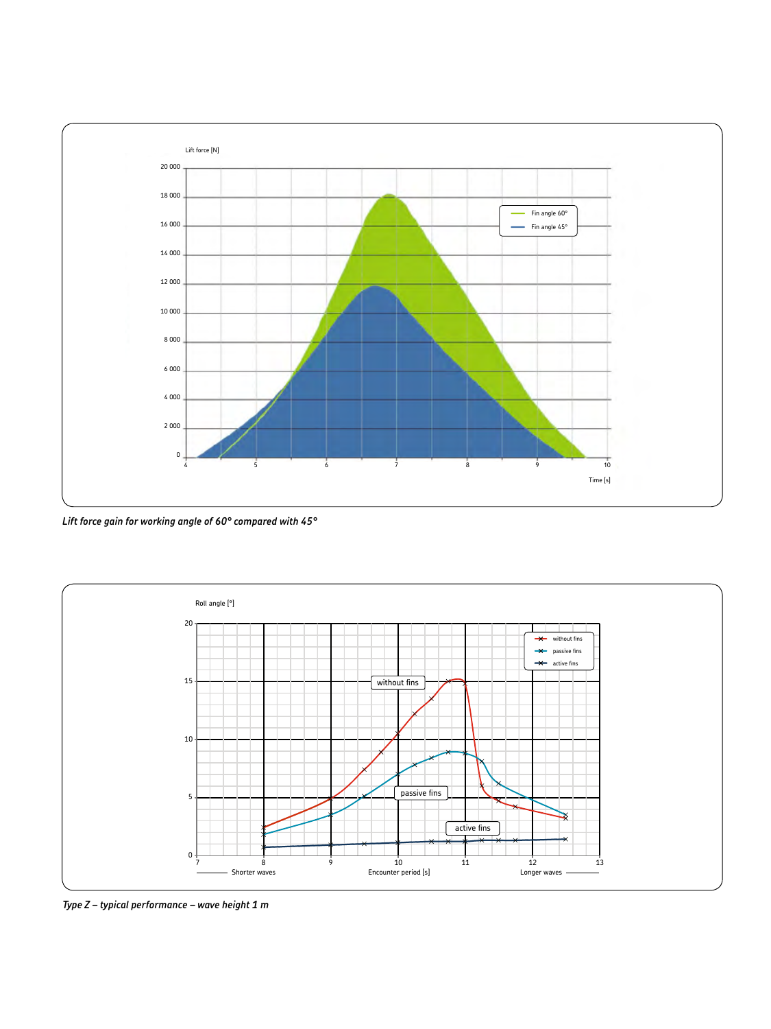*Lift force gain for working angle of 60° compared with 45°*

*Type Z – typical performance – wave height 1 m*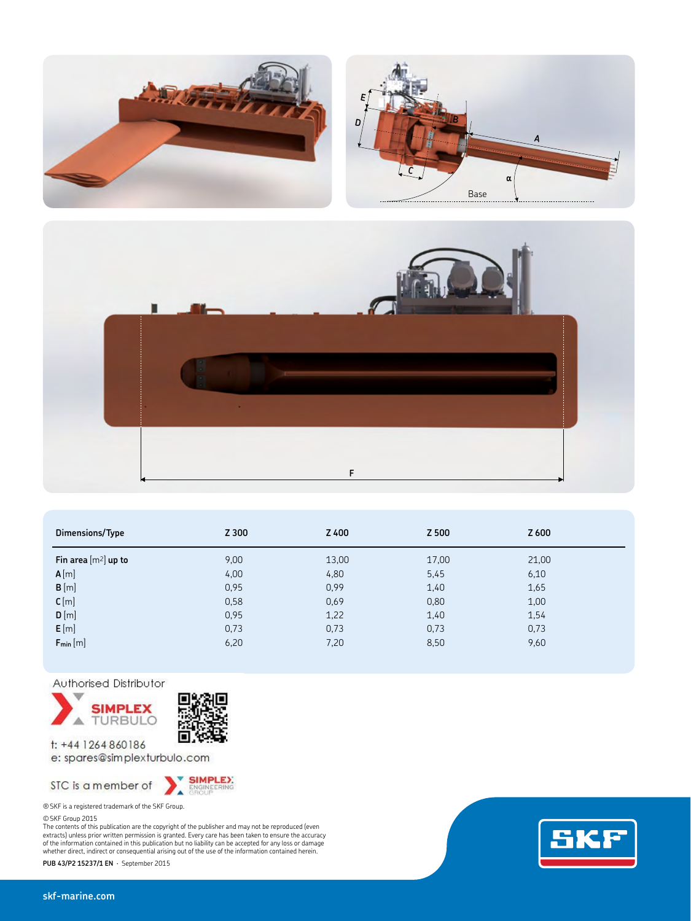E
D
B
C
A
α
Base

F

| Dimensions/Type | Z 300 | Z 400 | Z 500 | Z 600 |
|---|---|---|---|---|
| **Fin area** [m²] **up to** | 9,00 | 13,00 | 17,00 | 21,00 |
| **A** [m] | 4,00 | 4,80 | 5,45 | 6,10 |
| **B** [m] | 0,95 | 0,99 | 1,40 | 1,65 |
| **C** [m] | 0,58 | 0,69 | 0,80 | 1,00 |
| **D** [m] | 0,95 | 1,22 | 1,40 | 1,54 |
| **E** [m] | 0,73 | 0,73 | 0,73 | 0,73 |
| $\mathbf{F_{min}}$ [m] | 6,20 | 7,20 | 8,50 | 9,60 |

Authorised Distributor

SIMPLEX TURBULO

t: +44 1264 860186
e: spares@simplexturbulo.com

STC is a member of SIMPLEX ENGINEERING GROUP

® SKF is a registered trademark of the SKF Group.

© SKF Group 2015
The contents of this publication are the copyright of the publisher and may not be reproduced (even extracts) unless prior written permission is granted. Every care has been taken to ensure the accuracy of the information contained in this publication but no liability can be accepted for any loss or damage whether direct, indirect or consequential arising out of the use of the information contained herein.

**PUB 43/P2 15237/1 EN** · September 2015

SKF

**skf-marine.com**